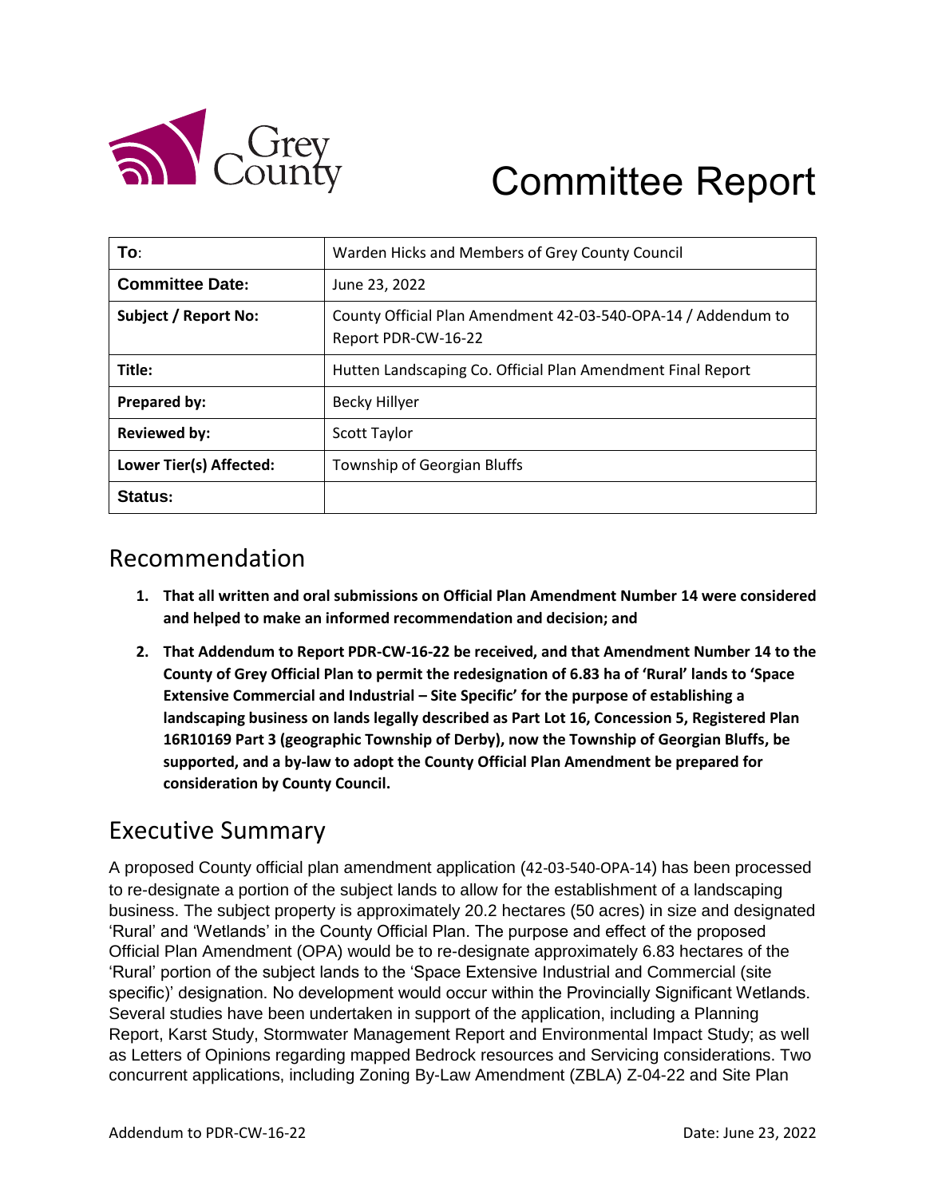# Committee Report

| To: | Warden Hicks and Members of Grey County Council |
|---|---|
| **Committee Date:** | June 23, 2022 |
| **Subject / Report No:** | County Official Plan Amendment 42-03-540-OPA-14 / Addendum to Report PDR-CW-16-22 |
| **Title:** | Hutten Landscaping Co. Official Plan Amendment Final Report |
| **Prepared by:** | Becky Hillyer |
| **Reviewed by:** | Scott Taylor |
| **Lower Tier(s) Affected:** | Township of Georgian Bluffs |
| **Status:** | |

## Recommendation

1. **That all written and oral submissions on Official Plan Amendment Number 14 were considered and helped to make an informed recommendation and decision; and**
2. **That Addendum to Report PDR-CW-16-22 be received, and that Amendment Number 14 to the County of Grey Official Plan to permit the redesignation of 6.83 ha of 'Rural' lands to 'Space Extensive Commercial and Industrial – Site Specific' for the purpose of establishing a landscaping business on lands legally described as Part Lot 16, Concession 5, Registered Plan 16R10169 Part 3 (geographic Township of Derby), now the Township of Georgian Bluffs, be supported, and a by-law to adopt the County Official Plan Amendment be prepared for consideration by County Council.**

## Executive Summary

A proposed County official plan amendment application (42-03-540-OPA-14) has been processed to re-designate a portion of the subject lands to allow for the establishment of a landscaping business. The subject property is approximately 20.2 hectares (50 acres) in size and designated 'Rural' and 'Wetlands' in the County Official Plan. The purpose and effect of the proposed Official Plan Amendment (OPA) would be to re-designate approximately 6.83 hectares of the 'Rural' portion of the subject lands to the 'Space Extensive Industrial and Commercial (site specific)' designation. No development would occur within the Provincially Significant Wetlands. Several studies have been undertaken in support of the application, including a Planning Report, Karst Study, Stormwater Management Report and Environmental Impact Study; as well as Letters of Opinions regarding mapped Bedrock resources and Servicing considerations. Two concurrent applications, including Zoning By-Law Amendment (ZBLA) Z-04-22 and Site Plan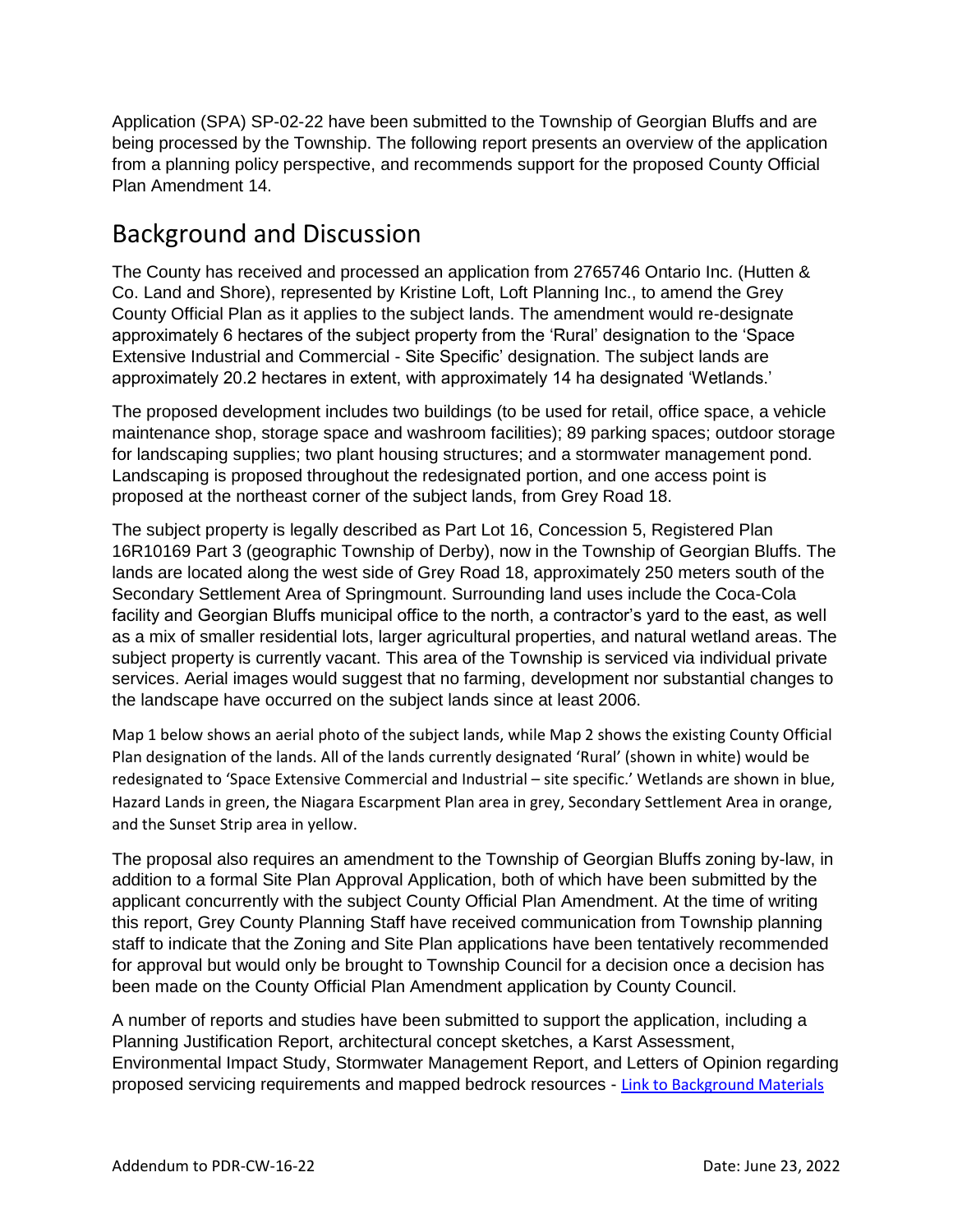Application (SPA) SP-02-22 have been submitted to the Township of Georgian Bluffs and are being processed by the Township. The following report presents an overview of the application from a planning policy perspective, and recommends support for the proposed County Official Plan Amendment 14.

## Background and Discussion

The County has received and processed an application from 2765746 Ontario Inc. (Hutten & Co. Land and Shore), represented by Kristine Loft, Loft Planning Inc., to amend the Grey County Official Plan as it applies to the subject lands. The amendment would re-designate approximately 6 hectares of the subject property from the 'Rural' designation to the 'Space Extensive Industrial and Commercial - Site Specific' designation. The subject lands are approximately 20.2 hectares in extent, with approximately 14 ha designated 'Wetlands.'

The proposed development includes two buildings (to be used for retail, office space, a vehicle maintenance shop, storage space and washroom facilities); 89 parking spaces; outdoor storage for landscaping supplies; two plant housing structures; and a stormwater management pond. Landscaping is proposed throughout the redesignated portion, and one access point is proposed at the northeast corner of the subject lands, from Grey Road 18.

The subject property is legally described as Part Lot 16, Concession 5, Registered Plan 16R10169 Part 3 (geographic Township of Derby), now in the Township of Georgian Bluffs. The lands are located along the west side of Grey Road 18, approximately 250 meters south of the Secondary Settlement Area of Springmount. Surrounding land uses include the Coca-Cola facility and Georgian Bluffs municipal office to the north, a contractor's yard to the east, as well as a mix of smaller residential lots, larger agricultural properties, and natural wetland areas. The subject property is currently vacant. This area of the Township is serviced via individual private services. Aerial images would suggest that no farming, development nor substantial changes to the landscape have occurred on the subject lands since at least 2006.

Map 1 below shows an aerial photo of the subject lands, while Map 2 shows the existing County Official Plan designation of the lands. All of the lands currently designated 'Rural' (shown in white) would be redesignated to 'Space Extensive Commercial and Industrial – site specific.' Wetlands are shown in blue, Hazard Lands in green, the Niagara Escarpment Plan area in grey, Secondary Settlement Area in orange, and the Sunset Strip area in yellow.

The proposal also requires an amendment to the Township of Georgian Bluffs zoning by-law, in addition to a formal Site Plan Approval Application, both of which have been submitted by the applicant concurrently with the subject County Official Plan Amendment. At the time of writing this report, Grey County Planning Staff have received communication from Township planning staff to indicate that the Zoning and Site Plan applications have been tentatively recommended for approval but would only be brought to Township Council for a decision once a decision has been made on the County Official Plan Amendment application by County Council.

A number of reports and studies have been submitted to support the application, including a Planning Justification Report, architectural concept sketches, a Karst Assessment, Environmental Impact Study, Stormwater Management Report, and Letters of Opinion regarding proposed servicing requirements and mapped bedrock resources - Link to Background Materials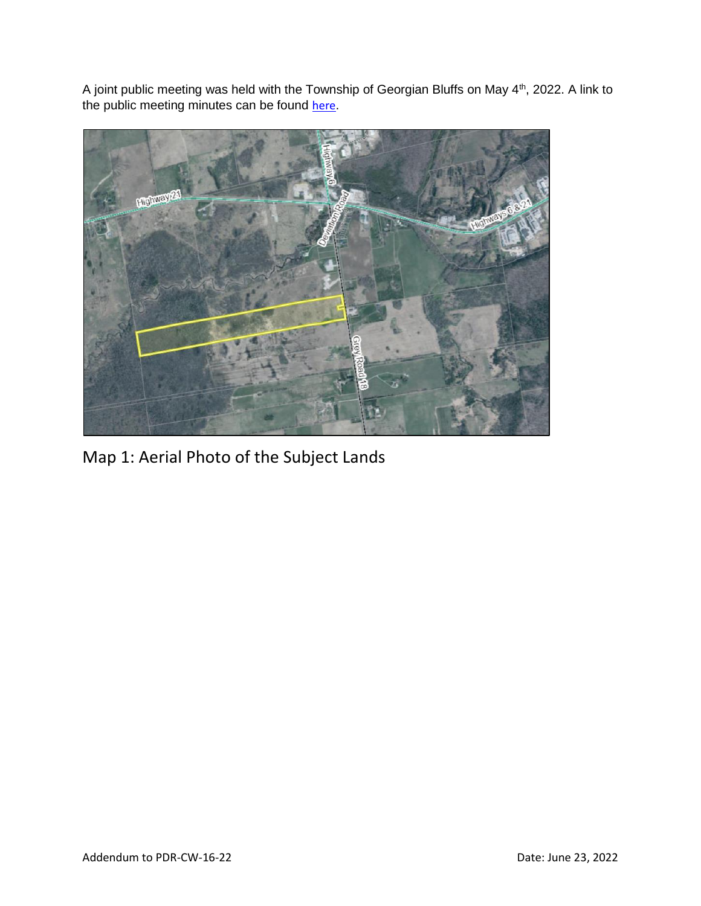A joint public meeting was held with the Township of Georgian Bluffs on May 4th, 2022. A link to the public meeting minutes can be found here.

Map 1: Aerial Photo of the Subject Lands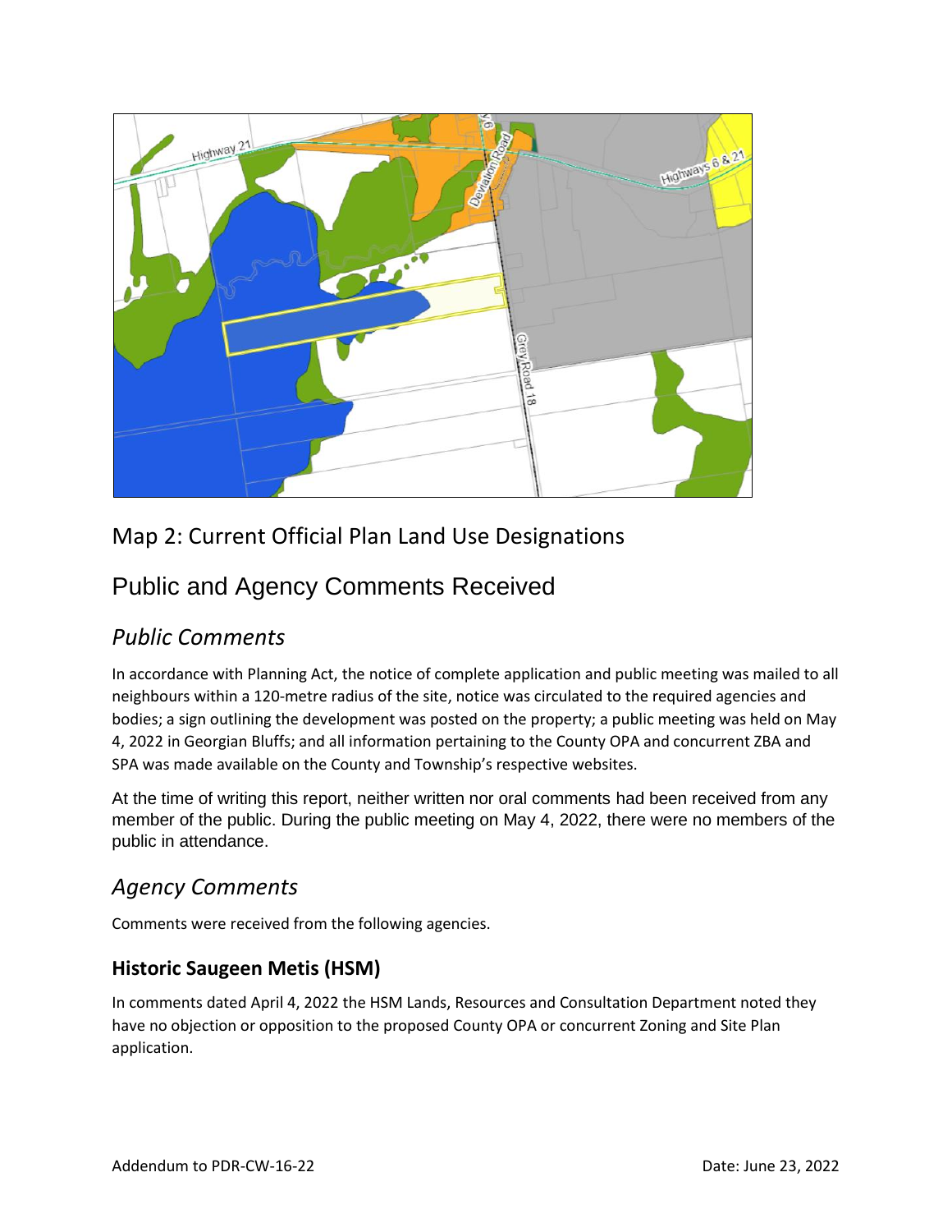Map 2: Current Official Plan Land Use Designations

## Public and Agency Comments Received

### *Public Comments*

In accordance with Planning Act, the notice of complete application and public meeting was mailed to all neighbours within a 120-metre radius of the site, notice was circulated to the required agencies and bodies; a sign outlining the development was posted on the property; a public meeting was held on May 4, 2022 in Georgian Bluffs; and all information pertaining to the County OPA and concurrent ZBA and SPA was made available on the County and Township's respective websites.

At the time of writing this report, neither written nor oral comments had been received from any member of the public. During the public meeting on May 4, 2022, there were no members of the public in attendance.

### *Agency Comments*

Comments were received from the following agencies.

#### **Historic Saugeen Metis (HSM)**

In comments dated April 4, 2022 the HSM Lands, Resources and Consultation Department noted they have no objection or opposition to the proposed County OPA or concurrent Zoning and Site Plan application.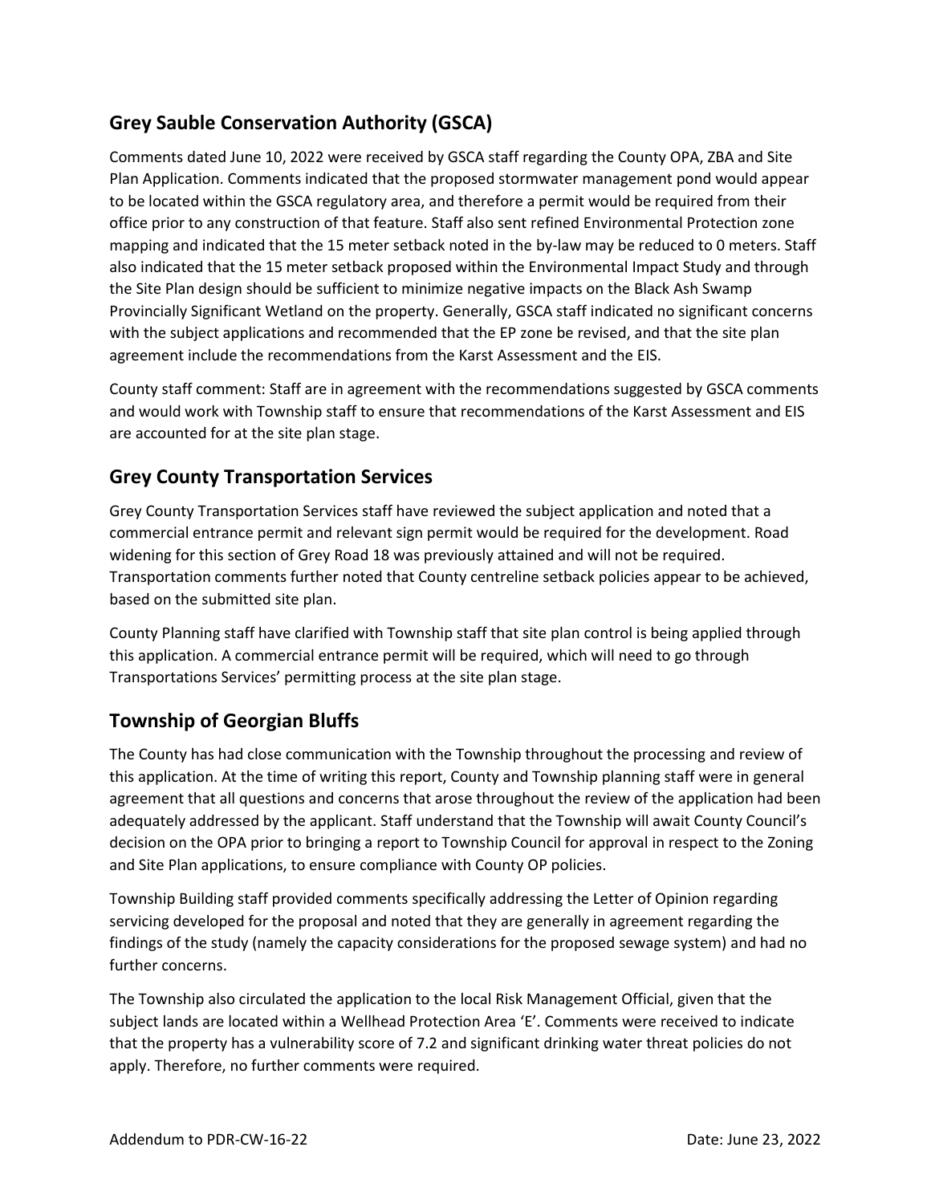## Grey Sauble Conservation Authority (GSCA)

Comments dated June 10, 2022 were received by GSCA staff regarding the County OPA, ZBA and Site Plan Application. Comments indicated that the proposed stormwater management pond would appear to be located within the GSCA regulatory area, and therefore a permit would be required from their office prior to any construction of that feature. Staff also sent refined Environmental Protection zone mapping and indicated that the 15 meter setback noted in the by-law may be reduced to 0 meters. Staff also indicated that the 15 meter setback proposed within the Environmental Impact Study and through the Site Plan design should be sufficient to minimize negative impacts on the Black Ash Swamp Provincially Significant Wetland on the property. Generally, GSCA staff indicated no significant concerns with the subject applications and recommended that the EP zone be revised, and that the site plan agreement include the recommendations from the Karst Assessment and the EIS.

County staff comment: Staff are in agreement with the recommendations suggested by GSCA comments and would work with Township staff to ensure that recommendations of the Karst Assessment and EIS are accounted for at the site plan stage.

## Grey County Transportation Services

Grey County Transportation Services staff have reviewed the subject application and noted that a commercial entrance permit and relevant sign permit would be required for the development. Road widening for this section of Grey Road 18 was previously attained and will not be required. Transportation comments further noted that County centreline setback policies appear to be achieved, based on the submitted site plan.

County Planning staff have clarified with Township staff that site plan control is being applied through this application. A commercial entrance permit will be required, which will need to go through Transportations Services' permitting process at the site plan stage.

## Township of Georgian Bluffs

The County has had close communication with the Township throughout the processing and review of this application. At the time of writing this report, County and Township planning staff were in general agreement that all questions and concerns that arose throughout the review of the application had been adequately addressed by the applicant. Staff understand that the Township will await County Council's decision on the OPA prior to bringing a report to Township Council for approval in respect to the Zoning and Site Plan applications, to ensure compliance with County OP policies.

Township Building staff provided comments specifically addressing the Letter of Opinion regarding servicing developed for the proposal and noted that they are generally in agreement regarding the findings of the study (namely the capacity considerations for the proposed sewage system) and had no further concerns.

The Township also circulated the application to the local Risk Management Official, given that the subject lands are located within a Wellhead Protection Area 'E'. Comments were received to indicate that the property has a vulnerability score of 7.2 and significant drinking water threat policies do not apply. Therefore, no further comments were required.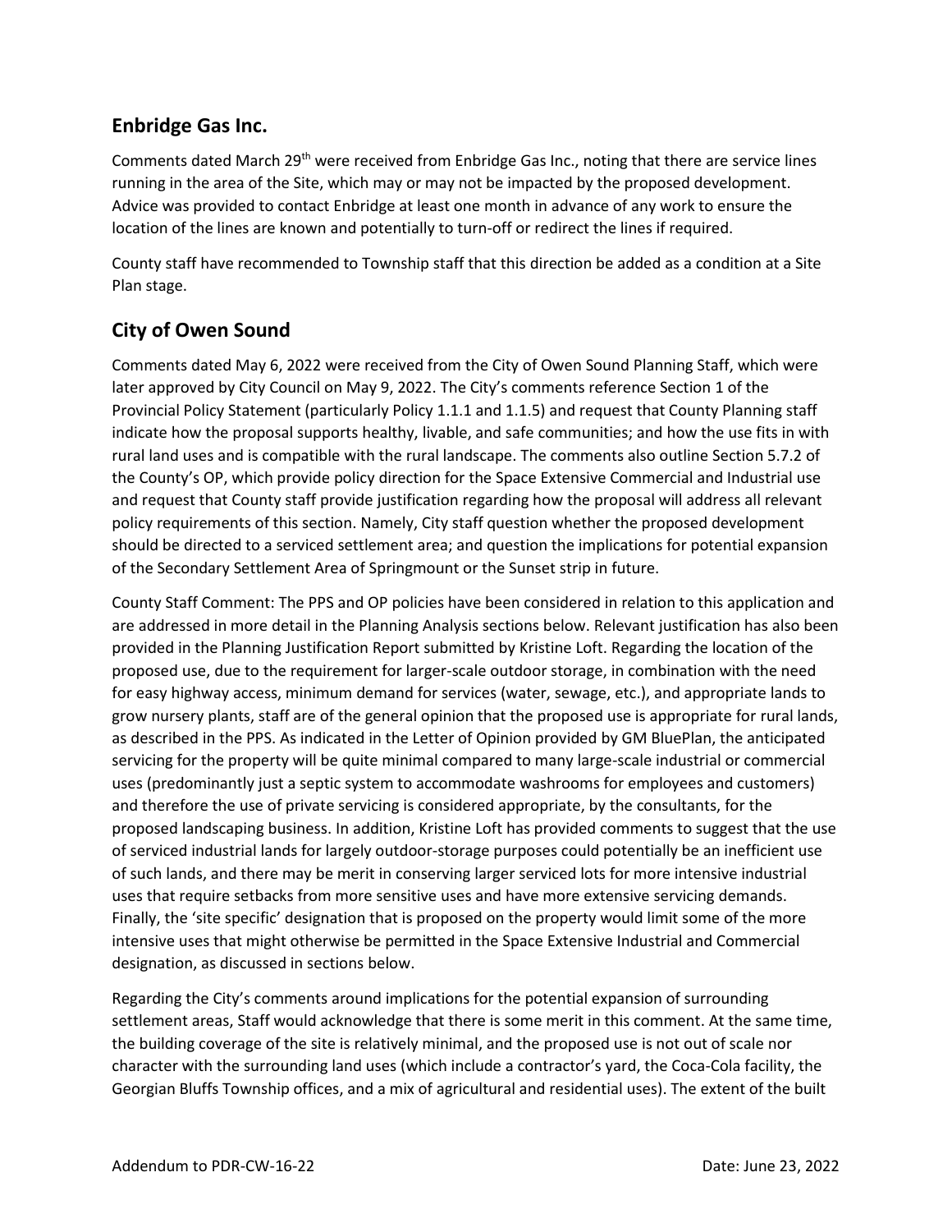## Enbridge Gas Inc.

Comments dated March 29th were received from Enbridge Gas Inc., noting that there are service lines running in the area of the Site, which may or may not be impacted by the proposed development. Advice was provided to contact Enbridge at least one month in advance of any work to ensure the location of the lines are known and potentially to turn-off or redirect the lines if required.

County staff have recommended to Township staff that this direction be added as a condition at a Site Plan stage.

## City of Owen Sound

Comments dated May 6, 2022 were received from the City of Owen Sound Planning Staff, which were later approved by City Council on May 9, 2022. The City's comments reference Section 1 of the Provincial Policy Statement (particularly Policy 1.1.1 and 1.1.5) and request that County Planning staff indicate how the proposal supports healthy, livable, and safe communities; and how the use fits in with rural land uses and is compatible with the rural landscape. The comments also outline Section 5.7.2 of the County's OP, which provide policy direction for the Space Extensive Commercial and Industrial use and request that County staff provide justification regarding how the proposal will address all relevant policy requirements of this section. Namely, City staff question whether the proposed development should be directed to a serviced settlement area; and question the implications for potential expansion of the Secondary Settlement Area of Springmount or the Sunset strip in future.

County Staff Comment: The PPS and OP policies have been considered in relation to this application and are addressed in more detail in the Planning Analysis sections below. Relevant justification has also been provided in the Planning Justification Report submitted by Kristine Loft. Regarding the location of the proposed use, due to the requirement for larger-scale outdoor storage, in combination with the need for easy highway access, minimum demand for services (water, sewage, etc.), and appropriate lands to grow nursery plants, staff are of the general opinion that the proposed use is appropriate for rural lands, as described in the PPS. As indicated in the Letter of Opinion provided by GM BluePlan, the anticipated servicing for the property will be quite minimal compared to many large-scale industrial or commercial uses (predominantly just a septic system to accommodate washrooms for employees and customers) and therefore the use of private servicing is considered appropriate, by the consultants, for the proposed landscaping business. In addition, Kristine Loft has provided comments to suggest that the use of serviced industrial lands for largely outdoor-storage purposes could potentially be an inefficient use of such lands, and there may be merit in conserving larger serviced lots for more intensive industrial uses that require setbacks from more sensitive uses and have more extensive servicing demands. Finally, the 'site specific' designation that is proposed on the property would limit some of the more intensive uses that might otherwise be permitted in the Space Extensive Industrial and Commercial designation, as discussed in sections below.

Regarding the City's comments around implications for the potential expansion of surrounding settlement areas, Staff would acknowledge that there is some merit in this comment. At the same time, the building coverage of the site is relatively minimal, and the proposed use is not out of scale nor character with the surrounding land uses (which include a contractor's yard, the Coca-Cola facility, the Georgian Bluffs Township offices, and a mix of agricultural and residential uses). The extent of the built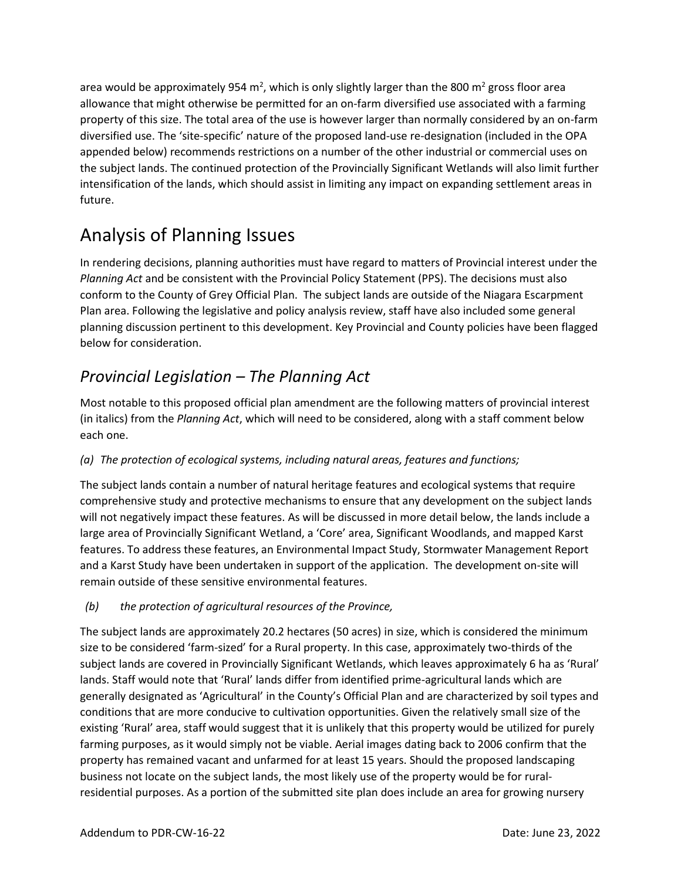area would be approximately 954 $m^2$, which is only slightly larger than the 800 $m^2$ gross floor area allowance that might otherwise be permitted for an on-farm diversified use associated with a farming property of this size. The total area of the use is however larger than normally considered by an on-farm diversified use. The 'site-specific' nature of the proposed land-use re-designation (included in the OPA appended below) recommends restrictions on a number of the other industrial or commercial uses on the subject lands. The continued protection of the Provincially Significant Wetlands will also limit further intensification of the lands, which should assist in limiting any impact on expanding settlement areas in future.

# Analysis of Planning Issues

In rendering decisions, planning authorities must have regard to matters of Provincial interest under the *Planning Act* and be consistent with the Provincial Policy Statement (PPS). The decisions must also conform to the County of Grey Official Plan. The subject lands are outside of the Niagara Escarpment Plan area. Following the legislative and policy analysis review, staff have also included some general planning discussion pertinent to this development. Key Provincial and County policies have been flagged below for consideration.

## *Provincial Legislation – The Planning Act*

Most notable to this proposed official plan amendment are the following matters of provincial interest (in italics) from the *Planning Act*, which will need to be considered, along with a staff comment below each one.

*(a) The protection of ecological systems, including natural areas, features and functions;*

The subject lands contain a number of natural heritage features and ecological systems that require comprehensive study and protective mechanisms to ensure that any development on the subject lands will not negatively impact these features. As will be discussed in more detail below, the lands include a large area of Provincially Significant Wetland, a 'Core' area, Significant Woodlands, and mapped Karst features. To address these features, an Environmental Impact Study, Stormwater Management Report and a Karst Study have been undertaken in support of the application. The development on-site will remain outside of these sensitive environmental features.

*(b) the protection of agricultural resources of the Province,*

The subject lands are approximately 20.2 hectares (50 acres) in size, which is considered the minimum size to be considered 'farm-sized' for a Rural property. In this case, approximately two-thirds of the subject lands are covered in Provincially Significant Wetlands, which leaves approximately 6 ha as 'Rural' lands. Staff would note that 'Rural' lands differ from identified prime-agricultural lands which are generally designated as 'Agricultural' in the County's Official Plan and are characterized by soil types and conditions that are more conducive to cultivation opportunities. Given the relatively small size of the existing 'Rural' area, staff would suggest that it is unlikely that this property would be utilized for purely farming purposes, as it would simply not be viable. Aerial images dating back to 2006 confirm that the property has remained vacant and unfarmed for at least 15 years. Should the proposed landscaping business not locate on the subject lands, the most likely use of the property would be for rural-residential purposes. As a portion of the submitted site plan does include an area for growing nursery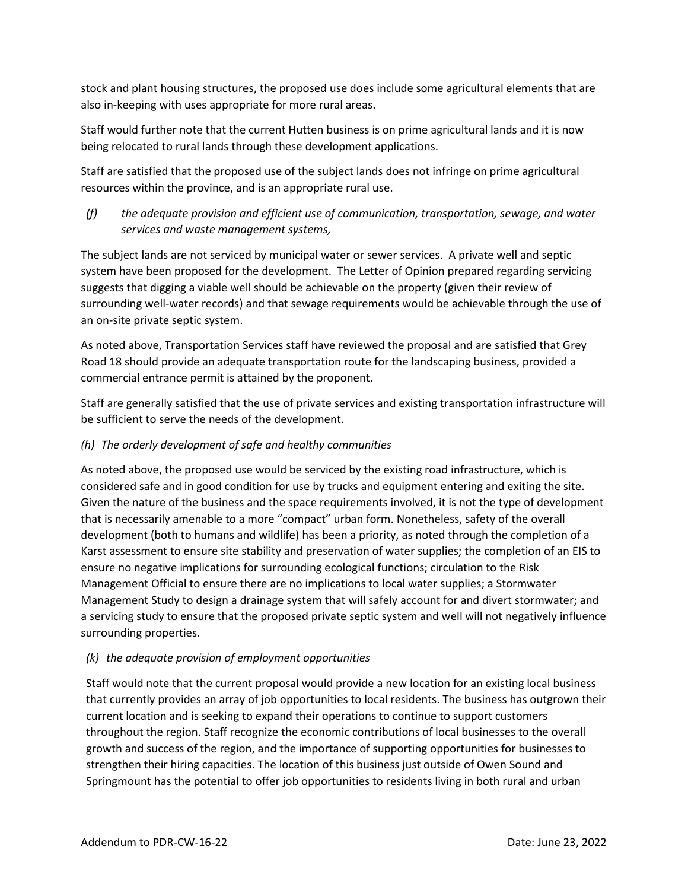stock and plant housing structures, the proposed use does include some agricultural elements that are also in-keeping with uses appropriate for more rural areas.

Staff would further note that the current Hutten business is on prime agricultural lands and it is now being relocated to rural lands through these development applications.

Staff are satisfied that the proposed use of the subject lands does not infringe on prime agricultural resources within the province, and is an appropriate rural use.

*(f) the adequate provision and efficient use of communication, transportation, sewage, and water services and waste management systems,*

The subject lands are not serviced by municipal water or sewer services. A private well and septic system have been proposed for the development. The Letter of Opinion prepared regarding servicing suggests that digging a viable well should be achievable on the property (given their review of surrounding well-water records) and that sewage requirements would be achievable through the use of an on-site private septic system.

As noted above, Transportation Services staff have reviewed the proposal and are satisfied that Grey Road 18 should provide an adequate transportation route for the landscaping business, provided a commercial entrance permit is attained by the proponent.

Staff are generally satisfied that the use of private services and existing transportation infrastructure will be sufficient to serve the needs of the development.

*(h) The orderly development of safe and healthy communities*

As noted above, the proposed use would be serviced by the existing road infrastructure, which is considered safe and in good condition for use by trucks and equipment entering and exiting the site. Given the nature of the business and the space requirements involved, it is not the type of development that is necessarily amenable to a more "compact" urban form. Nonetheless, safety of the overall development (both to humans and wildlife) has been a priority, as noted through the completion of a Karst assessment to ensure site stability and preservation of water supplies; the completion of an EIS to ensure no negative implications for surrounding ecological functions; circulation to the Risk Management Official to ensure there are no implications to local water supplies; a Stormwater Management Study to design a drainage system that will safely account for and divert stormwater; and a servicing study to ensure that the proposed private septic system and well will not negatively influence surrounding properties.

*(k) the adequate provision of employment opportunities*

Staff would note that the current proposal would provide a new location for an existing local business that currently provides an array of job opportunities to local residents. The business has outgrown their current location and is seeking to expand their operations to continue to support customers throughout the region. Staff recognize the economic contributions of local businesses to the overall growth and success of the region, and the importance of supporting opportunities for businesses to strengthen their hiring capacities. The location of this business just outside of Owen Sound and Springmount has the potential to offer job opportunities to residents living in both rural and urban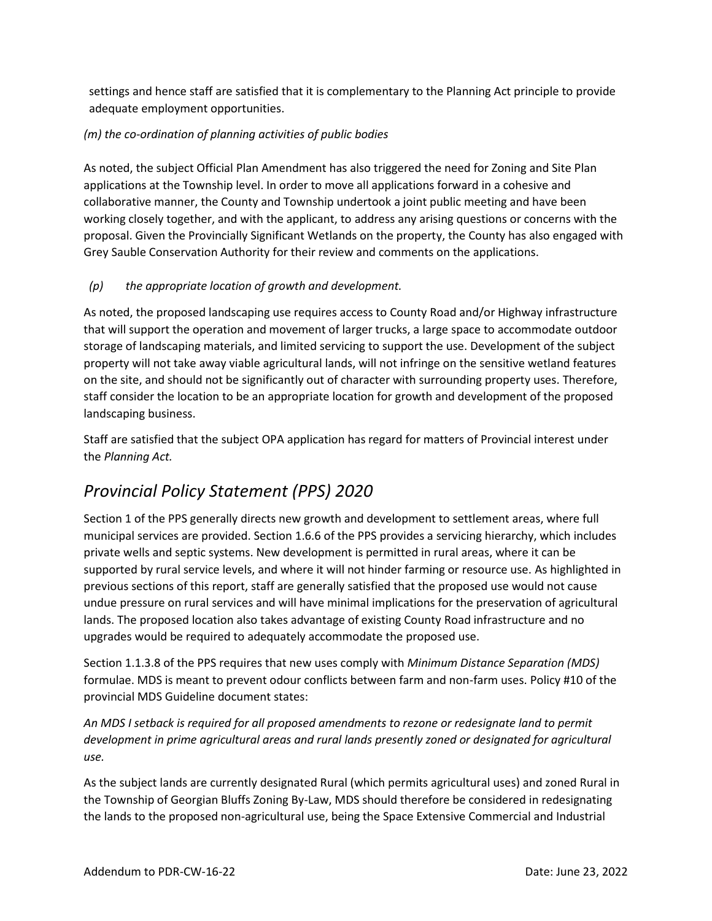settings and hence staff are satisfied that it is complementary to the Planning Act principle to provide adequate employment opportunities.

*(m) the co-ordination of planning activities of public bodies*

As noted, the subject Official Plan Amendment has also triggered the need for Zoning and Site Plan applications at the Township level. In order to move all applications forward in a cohesive and collaborative manner, the County and Township undertook a joint public meeting and have been working closely together, and with the applicant, to address any arising questions or concerns with the proposal. Given the Provincially Significant Wetlands on the property, the County has also engaged with Grey Sauble Conservation Authority for their review and comments on the applications.

*(p) the appropriate location of growth and development.*

As noted, the proposed landscaping use requires access to County Road and/or Highway infrastructure that will support the operation and movement of larger trucks, a large space to accommodate outdoor storage of landscaping materials, and limited servicing to support the use. Development of the subject property will not take away viable agricultural lands, will not infringe on the sensitive wetland features on the site, and should not be significantly out of character with surrounding property uses. Therefore, staff consider the location to be an appropriate location for growth and development of the proposed landscaping business.

Staff are satisfied that the subject OPA application has regard for matters of Provincial interest under the *Planning Act.*

## *Provincial Policy Statement (PPS) 2020*

Section 1 of the PPS generally directs new growth and development to settlement areas, where full municipal services are provided. Section 1.6.6 of the PPS provides a servicing hierarchy, which includes private wells and septic systems. New development is permitted in rural areas, where it can be supported by rural service levels, and where it will not hinder farming or resource use. As highlighted in previous sections of this report, staff are generally satisfied that the proposed use would not cause undue pressure on rural services and will have minimal implications for the preservation of agricultural lands. The proposed location also takes advantage of existing County Road infrastructure and no upgrades would be required to adequately accommodate the proposed use.

Section 1.1.3.8 of the PPS requires that new uses comply with *Minimum Distance Separation (MDS)* formulae. MDS is meant to prevent odour conflicts between farm and non-farm uses. Policy #10 of the provincial MDS Guideline document states:

*An MDS I setback is required for all proposed amendments to rezone or redesignate land to permit development in prime agricultural areas and rural lands presently zoned or designated for agricultural use.*

As the subject lands are currently designated Rural (which permits agricultural uses) and zoned Rural in the Township of Georgian Bluffs Zoning By-Law, MDS should therefore be considered in redesignating the lands to the proposed non-agricultural use, being the Space Extensive Commercial and Industrial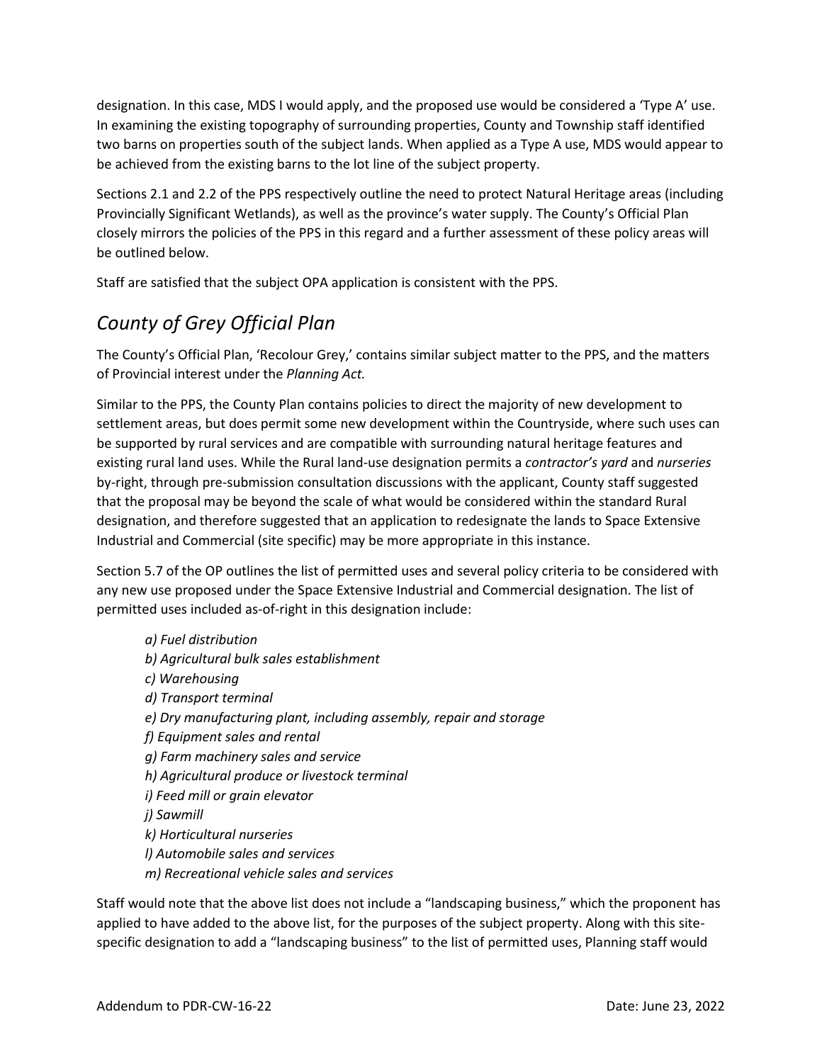designation. In this case, MDS I would apply, and the proposed use would be considered a 'Type A' use. In examining the existing topography of surrounding properties, County and Township staff identified two barns on properties south of the subject lands. When applied as a Type A use, MDS would appear to be achieved from the existing barns to the lot line of the subject property.

Sections 2.1 and 2.2 of the PPS respectively outline the need to protect Natural Heritage areas (including Provincially Significant Wetlands), as well as the province's water supply. The County's Official Plan closely mirrors the policies of the PPS in this regard and a further assessment of these policy areas will be outlined below.

Staff are satisfied that the subject OPA application is consistent with the PPS.

## *County of Grey Official Plan*

The County's Official Plan, 'Recolour Grey,' contains similar subject matter to the PPS, and the matters of Provincial interest under the *Planning Act.*

Similar to the PPS, the County Plan contains policies to direct the majority of new development to settlement areas, but does permit some new development within the Countryside, where such uses can be supported by rural services and are compatible with surrounding natural heritage features and existing rural land uses. While the Rural land-use designation permits a *contractor's yard* and *nurseries* by-right, through pre-submission consultation discussions with the applicant, County staff suggested that the proposal may be beyond the scale of what would be considered within the standard Rural designation, and therefore suggested that an application to redesignate the lands to Space Extensive Industrial and Commercial (site specific) may be more appropriate in this instance.

Section 5.7 of the OP outlines the list of permitted uses and several policy criteria to be considered with any new use proposed under the Space Extensive Industrial and Commercial designation. The list of permitted uses included as-of-right in this designation include:

*a) Fuel distribution*
*b) Agricultural bulk sales establishment*
*c) Warehousing*
*d) Transport terminal*
*e) Dry manufacturing plant, including assembly, repair and storage*
*f) Equipment sales and rental*
*g) Farm machinery sales and service*
*h) Agricultural produce or livestock terminal*
*i) Feed mill or grain elevator*
*j) Sawmill*
*k) Horticultural nurseries*
*l) Automobile sales and services*
*m) Recreational vehicle sales and services*

Staff would note that the above list does not include a "landscaping business," which the proponent has applied to have added to the above list, for the purposes of the subject property. Along with this site-specific designation to add a "landscaping business" to the list of permitted uses, Planning staff would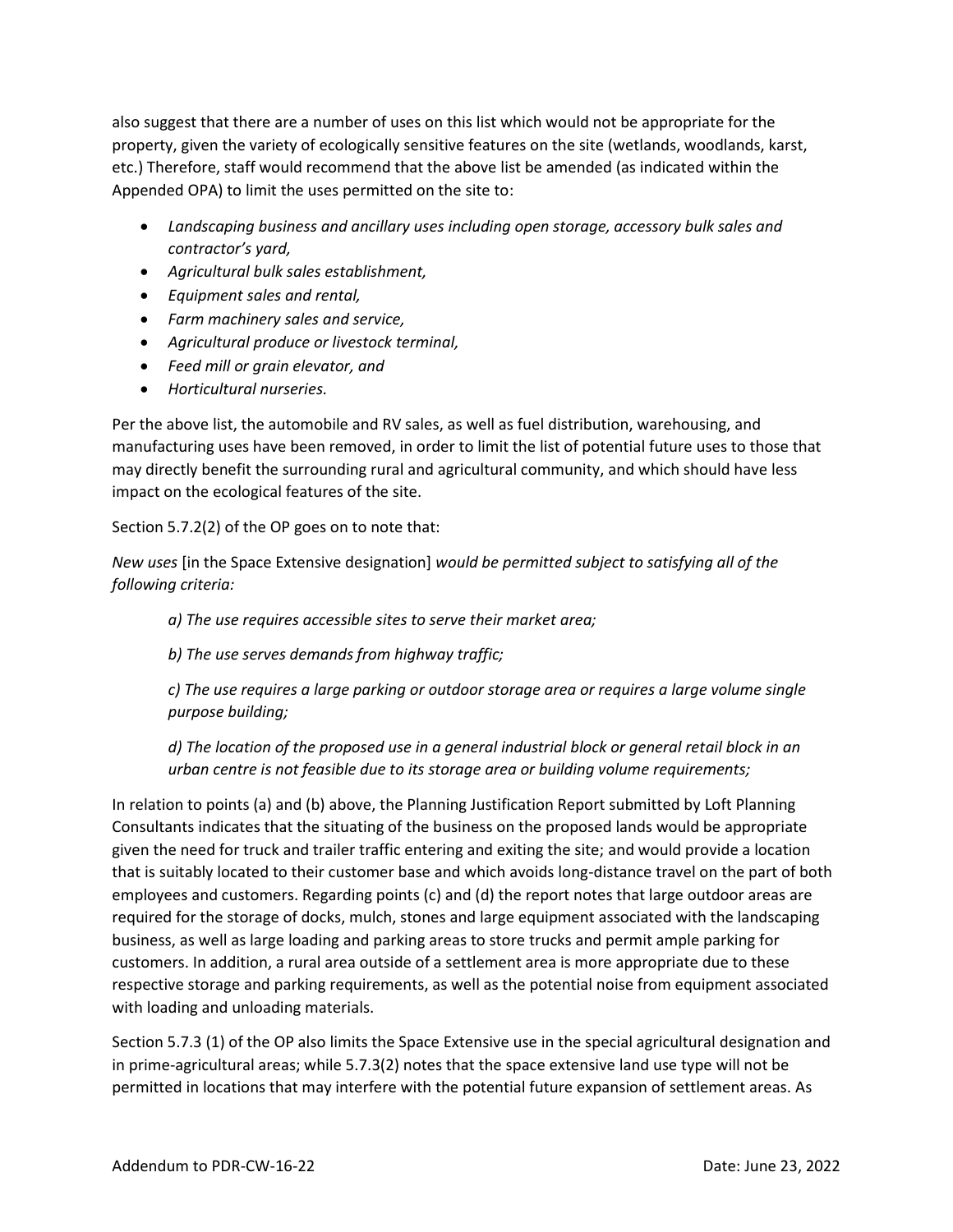also suggest that there are a number of uses on this list which would not be appropriate for the property, given the variety of ecologically sensitive features on the site (wetlands, woodlands, karst, etc.) Therefore, staff would recommend that the above list be amended (as indicated within the Appended OPA) to limit the uses permitted on the site to:

- *Landscaping business and ancillary uses including open storage, accessory bulk sales and contractor's yard,*
- *Agricultural bulk sales establishment,*
- *Equipment sales and rental,*
- *Farm machinery sales and service,*
- *Agricultural produce or livestock terminal,*
- *Feed mill or grain elevator, and*
- *Horticultural nurseries.*

Per the above list, the automobile and RV sales, as well as fuel distribution, warehousing, and manufacturing uses have been removed, in order to limit the list of potential future uses to those that may directly benefit the surrounding rural and agricultural community, and which should have less impact on the ecological features of the site.

Section 5.7.2(2) of the OP goes on to note that:

*New uses* [in the Space Extensive designation] *would be permitted subject to satisfying all of the following criteria:*

> *a) The use requires accessible sites to serve their market area;*
>
> *b) The use serves demands from highway traffic;*
>
> *c) The use requires a large parking or outdoor storage area or requires a large volume single purpose building;*
>
> *d) The location of the proposed use in a general industrial block or general retail block in an urban centre is not feasible due to its storage area or building volume requirements;*

In relation to points (a) and (b) above, the Planning Justification Report submitted by Loft Planning Consultants indicates that the situating of the business on the proposed lands would be appropriate given the need for truck and trailer traffic entering and exiting the site; and would provide a location that is suitably located to their customer base and which avoids long-distance travel on the part of both employees and customers. Regarding points (c) and (d) the report notes that large outdoor areas are required for the storage of docks, mulch, stones and large equipment associated with the landscaping business, as well as large loading and parking areas to store trucks and permit ample parking for customers. In addition, a rural area outside of a settlement area is more appropriate due to these respective storage and parking requirements, as well as the potential noise from equipment associated with loading and unloading materials.

Section 5.7.3 (1) of the OP also limits the Space Extensive use in the special agricultural designation and in prime-agricultural areas; while 5.7.3(2) notes that the space extensive land use type will not be permitted in locations that may interfere with the potential future expansion of settlement areas. As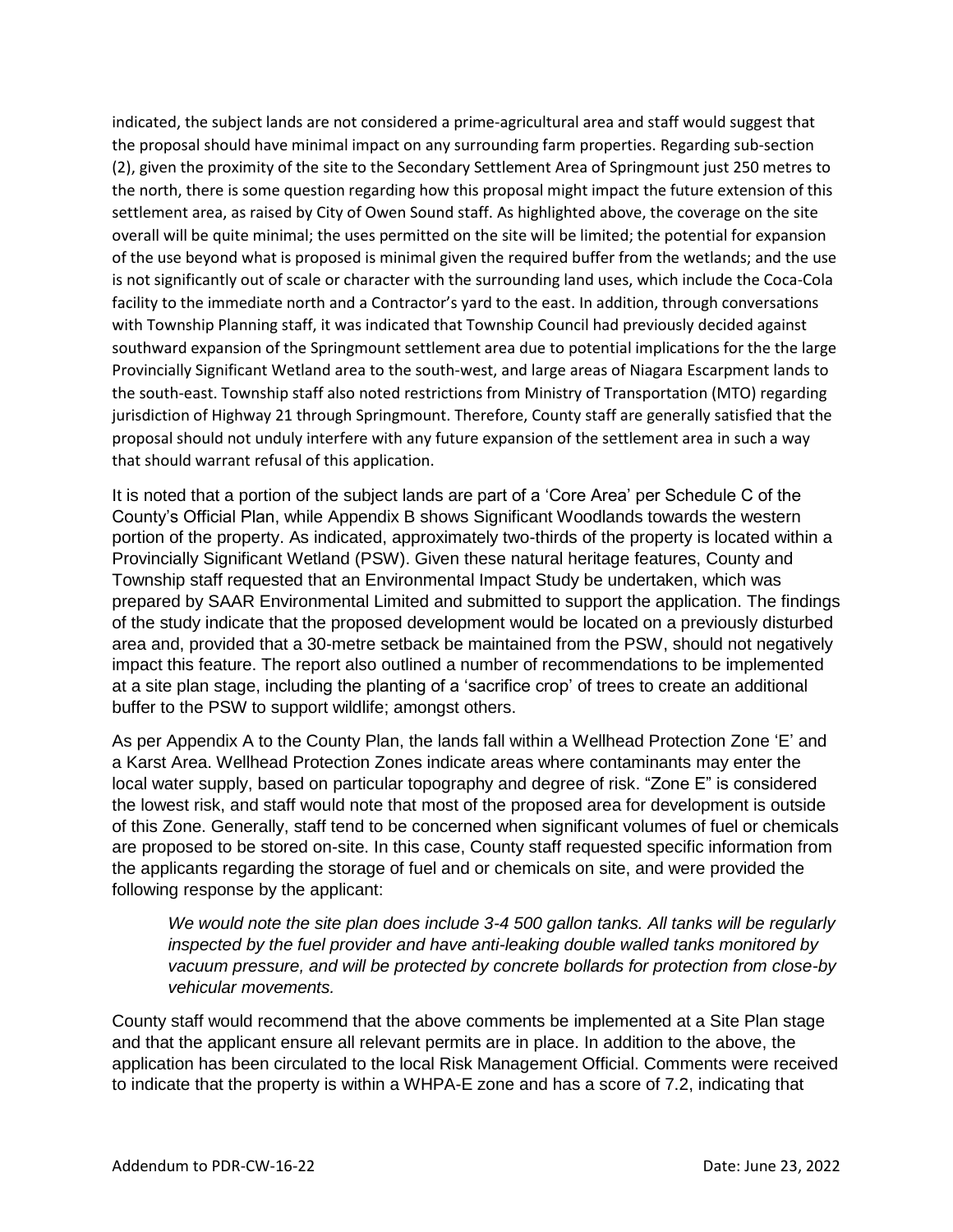indicated, the subject lands are not considered a prime-agricultural area and staff would suggest that the proposal should have minimal impact on any surrounding farm properties. Regarding sub-section (2), given the proximity of the site to the Secondary Settlement Area of Springmount just 250 metres to the north, there is some question regarding how this proposal might impact the future extension of this settlement area, as raised by City of Owen Sound staff. As highlighted above, the coverage on the site overall will be quite minimal; the uses permitted on the site will be limited; the potential for expansion of the use beyond what is proposed is minimal given the required buffer from the wetlands; and the use is not significantly out of scale or character with the surrounding land uses, which include the Coca-Cola facility to the immediate north and a Contractor's yard to the east. In addition, through conversations with Township Planning staff, it was indicated that Township Council had previously decided against southward expansion of the Springmount settlement area due to potential implications for the the large Provincially Significant Wetland area to the south-west, and large areas of Niagara Escarpment lands to the south-east. Township staff also noted restrictions from Ministry of Transportation (MTO) regarding jurisdiction of Highway 21 through Springmount. Therefore, County staff are generally satisfied that the proposal should not unduly interfere with any future expansion of the settlement area in such a way that should warrant refusal of this application.

It is noted that a portion of the subject lands are part of a 'Core Area' per Schedule C of the County's Official Plan, while Appendix B shows Significant Woodlands towards the western portion of the property. As indicated, approximately two-thirds of the property is located within a Provincially Significant Wetland (PSW). Given these natural heritage features, County and Township staff requested that an Environmental Impact Study be undertaken, which was prepared by SAAR Environmental Limited and submitted to support the application. The findings of the study indicate that the proposed development would be located on a previously disturbed area and, provided that a 30-metre setback be maintained from the PSW, should not negatively impact this feature. The report also outlined a number of recommendations to be implemented at a site plan stage, including the planting of a 'sacrifice crop' of trees to create an additional buffer to the PSW to support wildlife; amongst others.

As per Appendix A to the County Plan, the lands fall within a Wellhead Protection Zone 'E' and a Karst Area. Wellhead Protection Zones indicate areas where contaminants may enter the local water supply, based on particular topography and degree of risk. "Zone E" is considered the lowest risk, and staff would note that most of the proposed area for development is outside of this Zone. Generally, staff tend to be concerned when significant volumes of fuel or chemicals are proposed to be stored on-site. In this case, County staff requested specific information from the applicants regarding the storage of fuel and or chemicals on site, and were provided the following response by the applicant:

> *We would note the site plan does include 3-4 500 gallon tanks. All tanks will be regularly inspected by the fuel provider and have anti-leaking double walled tanks monitored by vacuum pressure, and will be protected by concrete bollards for protection from close-by vehicular movements.*

County staff would recommend that the above comments be implemented at a Site Plan stage and that the applicant ensure all relevant permits are in place. In addition to the above, the application has been circulated to the local Risk Management Official. Comments were received to indicate that the property is within a WHPA-E zone and has a score of 7.2, indicating that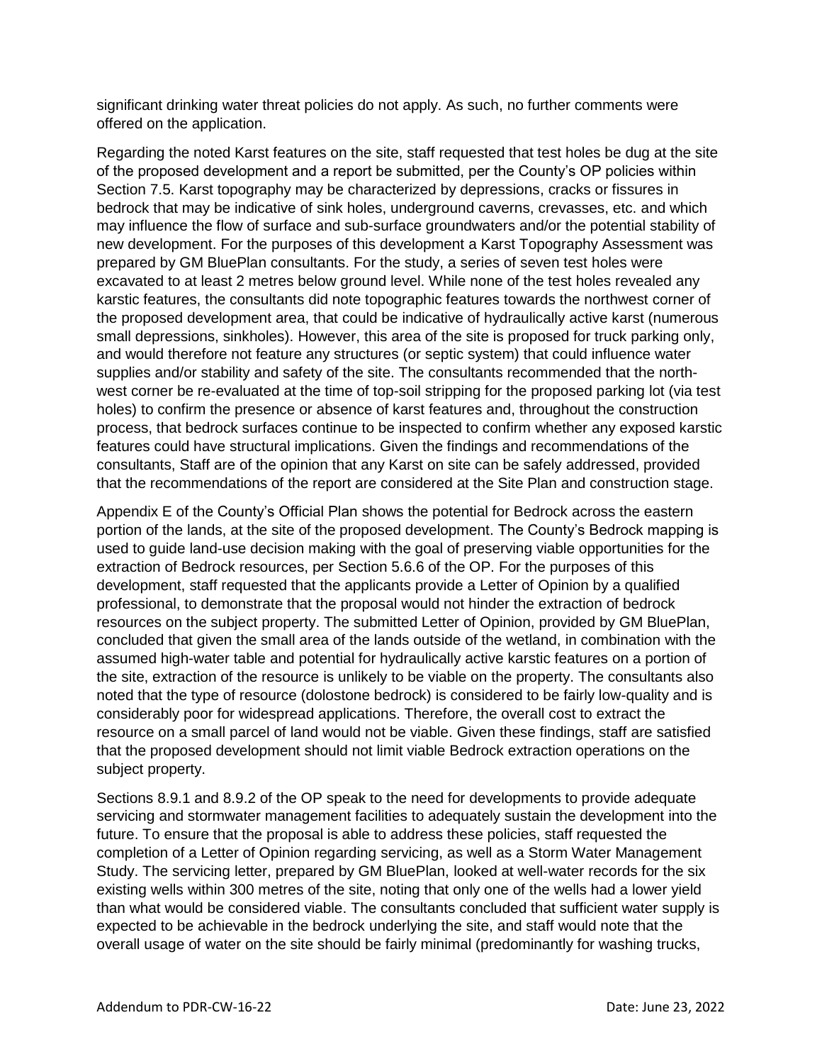significant drinking water threat policies do not apply. As such, no further comments were offered on the application.

Regarding the noted Karst features on the site, staff requested that test holes be dug at the site of the proposed development and a report be submitted, per the County's OP policies within Section 7.5. Karst topography may be characterized by depressions, cracks or fissures in bedrock that may be indicative of sink holes, underground caverns, crevasses, etc. and which may influence the flow of surface and sub-surface groundwaters and/or the potential stability of new development. For the purposes of this development a Karst Topography Assessment was prepared by GM BluePlan consultants. For the study, a series of seven test holes were excavated to at least 2 metres below ground level. While none of the test holes revealed any karstic features, the consultants did note topographic features towards the northwest corner of the proposed development area, that could be indicative of hydraulically active karst (numerous small depressions, sinkholes). However, this area of the site is proposed for truck parking only, and would therefore not feature any structures (or septic system) that could influence water supplies and/or stability and safety of the site. The consultants recommended that the north-west corner be re-evaluated at the time of top-soil stripping for the proposed parking lot (via test holes) to confirm the presence or absence of karst features and, throughout the construction process, that bedrock surfaces continue to be inspected to confirm whether any exposed karstic features could have structural implications. Given the findings and recommendations of the consultants, Staff are of the opinion that any Karst on site can be safely addressed, provided that the recommendations of the report are considered at the Site Plan and construction stage.

Appendix E of the County's Official Plan shows the potential for Bedrock across the eastern portion of the lands, at the site of the proposed development. The County's Bedrock mapping is used to guide land-use decision making with the goal of preserving viable opportunities for the extraction of Bedrock resources, per Section 5.6.6 of the OP. For the purposes of this development, staff requested that the applicants provide a Letter of Opinion by a qualified professional, to demonstrate that the proposal would not hinder the extraction of bedrock resources on the subject property. The submitted Letter of Opinion, provided by GM BluePlan, concluded that given the small area of the lands outside of the wetland, in combination with the assumed high-water table and potential for hydraulically active karstic features on a portion of the site, extraction of the resource is unlikely to be viable on the property. The consultants also noted that the type of resource (dolostone bedrock) is considered to be fairly low-quality and is considerably poor for widespread applications. Therefore, the overall cost to extract the resource on a small parcel of land would not be viable. Given these findings, staff are satisfied that the proposed development should not limit viable Bedrock extraction operations on the subject property.

Sections 8.9.1 and 8.9.2 of the OP speak to the need for developments to provide adequate servicing and stormwater management facilities to adequately sustain the development into the future. To ensure that the proposal is able to address these policies, staff requested the completion of a Letter of Opinion regarding servicing, as well as a Storm Water Management Study. The servicing letter, prepared by GM BluePlan, looked at well-water records for the six existing wells within 300 metres of the site, noting that only one of the wells had a lower yield than what would be considered viable. The consultants concluded that sufficient water supply is expected to be achievable in the bedrock underlying the site, and staff would note that the overall usage of water on the site should be fairly minimal (predominantly for washing trucks,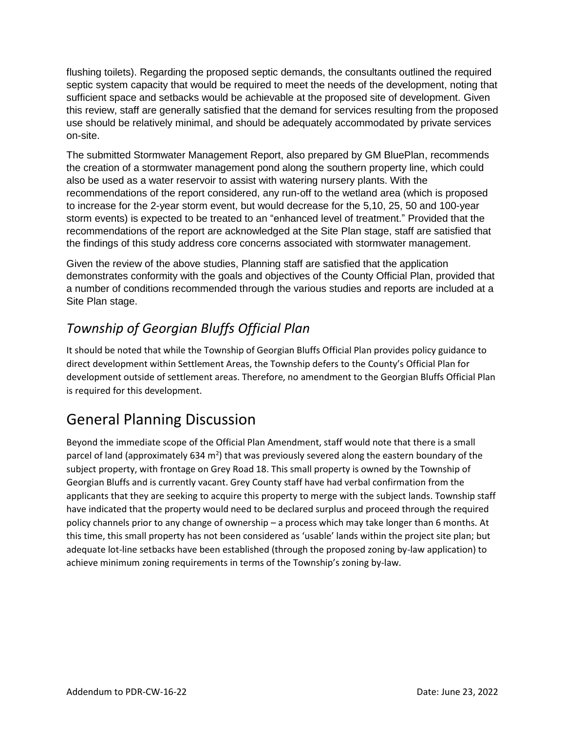flushing toilets). Regarding the proposed septic demands, the consultants outlined the required septic system capacity that would be required to meet the needs of the development, noting that sufficient space and setbacks would be achievable at the proposed site of development. Given this review, staff are generally satisfied that the demand for services resulting from the proposed use should be relatively minimal, and should be adequately accommodated by private services on-site.

The submitted Stormwater Management Report, also prepared by GM BluePlan, recommends the creation of a stormwater management pond along the southern property line, which could also be used as a water reservoir to assist with watering nursery plants. With the recommendations of the report considered, any run-off to the wetland area (which is proposed to increase for the 2-year storm event, but would decrease for the 5,10, 25, 50 and 100-year storm events) is expected to be treated to an "enhanced level of treatment." Provided that the recommendations of the report are acknowledged at the Site Plan stage, staff are satisfied that the findings of this study address core concerns associated with stormwater management.

Given the review of the above studies, Planning staff are satisfied that the application demonstrates conformity with the goals and objectives of the County Official Plan, provided that a number of conditions recommended through the various studies and reports are included at a Site Plan stage.

## *Township of Georgian Bluffs Official Plan*

It should be noted that while the Township of Georgian Bluffs Official Plan provides policy guidance to direct development within Settlement Areas, the Township defers to the County's Official Plan for development outside of settlement areas. Therefore, no amendment to the Georgian Bluffs Official Plan is required for this development.

# General Planning Discussion

Beyond the immediate scope of the Official Plan Amendment, staff would note that there is a small parcel of land (approximately 634 $m^2$) that was previously severed along the eastern boundary of the subject property, with frontage on Grey Road 18. This small property is owned by the Township of Georgian Bluffs and is currently vacant. Grey County staff have had verbal confirmation from the applicants that they are seeking to acquire this property to merge with the subject lands. Township staff have indicated that the property would need to be declared surplus and proceed through the required policy channels prior to any change of ownership – a process which may take longer than 6 months. At this time, this small property has not been considered as 'usable' lands within the project site plan; but adequate lot-line setbacks have been established (through the proposed zoning by-law application) to achieve minimum zoning requirements in terms of the Township's zoning by-law.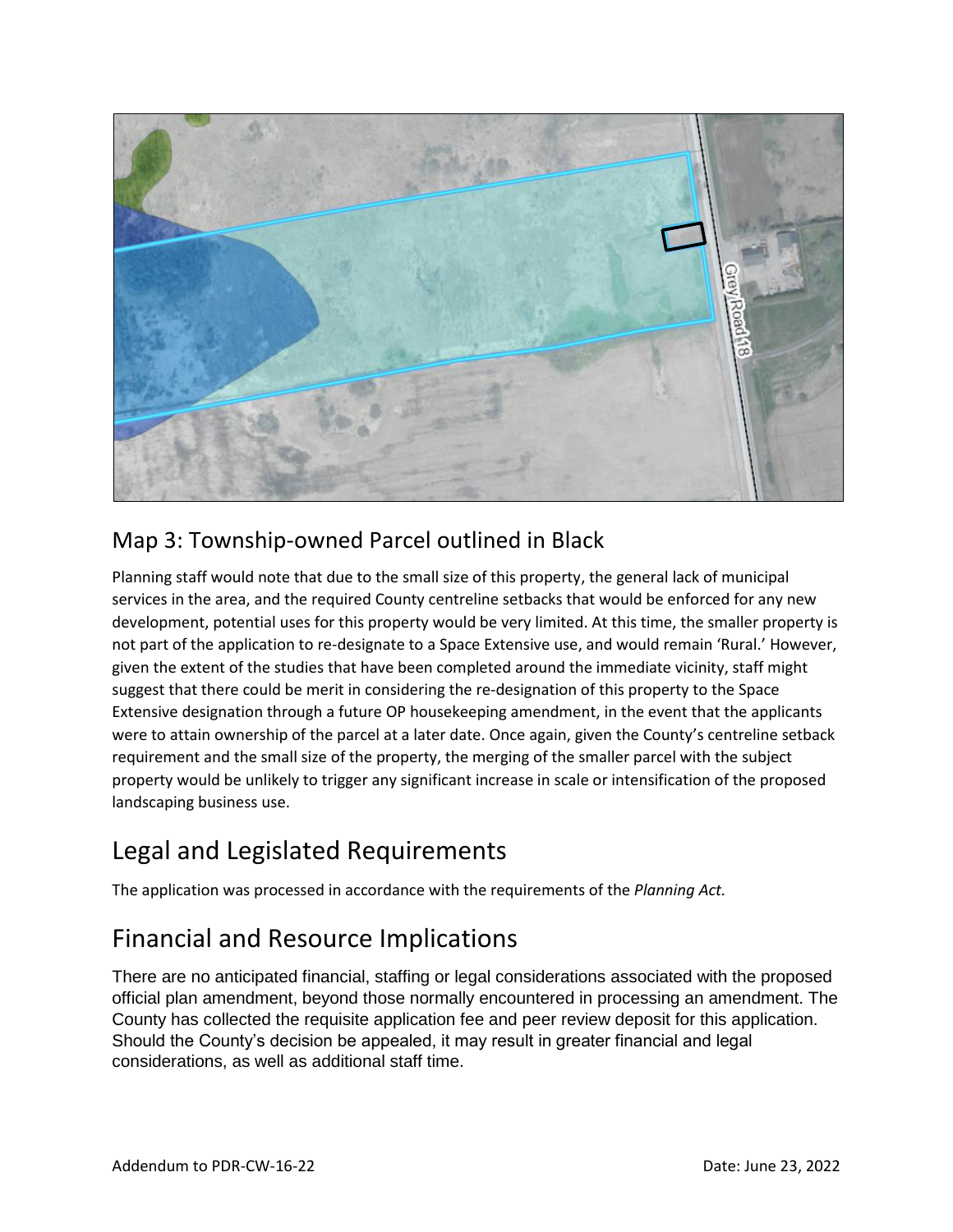## Map 3: Township-owned Parcel outlined in Black

Planning staff would note that due to the small size of this property, the general lack of municipal services in the area, and the required County centreline setbacks that would be enforced for any new development, potential uses for this property would be very limited. At this time, the smaller property is not part of the application to re-designate to a Space Extensive use, and would remain 'Rural.' However, given the extent of the studies that have been completed around the immediate vicinity, staff might suggest that there could be merit in considering the re-designation of this property to the Space Extensive designation through a future OP housekeeping amendment, in the event that the applicants were to attain ownership of the parcel at a later date. Once again, given the County's centreline setback requirement and the small size of the property, the merging of the smaller parcel with the subject property would be unlikely to trigger any significant increase in scale or intensification of the proposed landscaping business use.

# Legal and Legislated Requirements

The application was processed in accordance with the requirements of the *Planning Act.*

# Financial and Resource Implications

There are no anticipated financial, staffing or legal considerations associated with the proposed official plan amendment, beyond those normally encountered in processing an amendment. The County has collected the requisite application fee and peer review deposit for this application. Should the County's decision be appealed, it may result in greater financial and legal considerations, as well as additional staff time.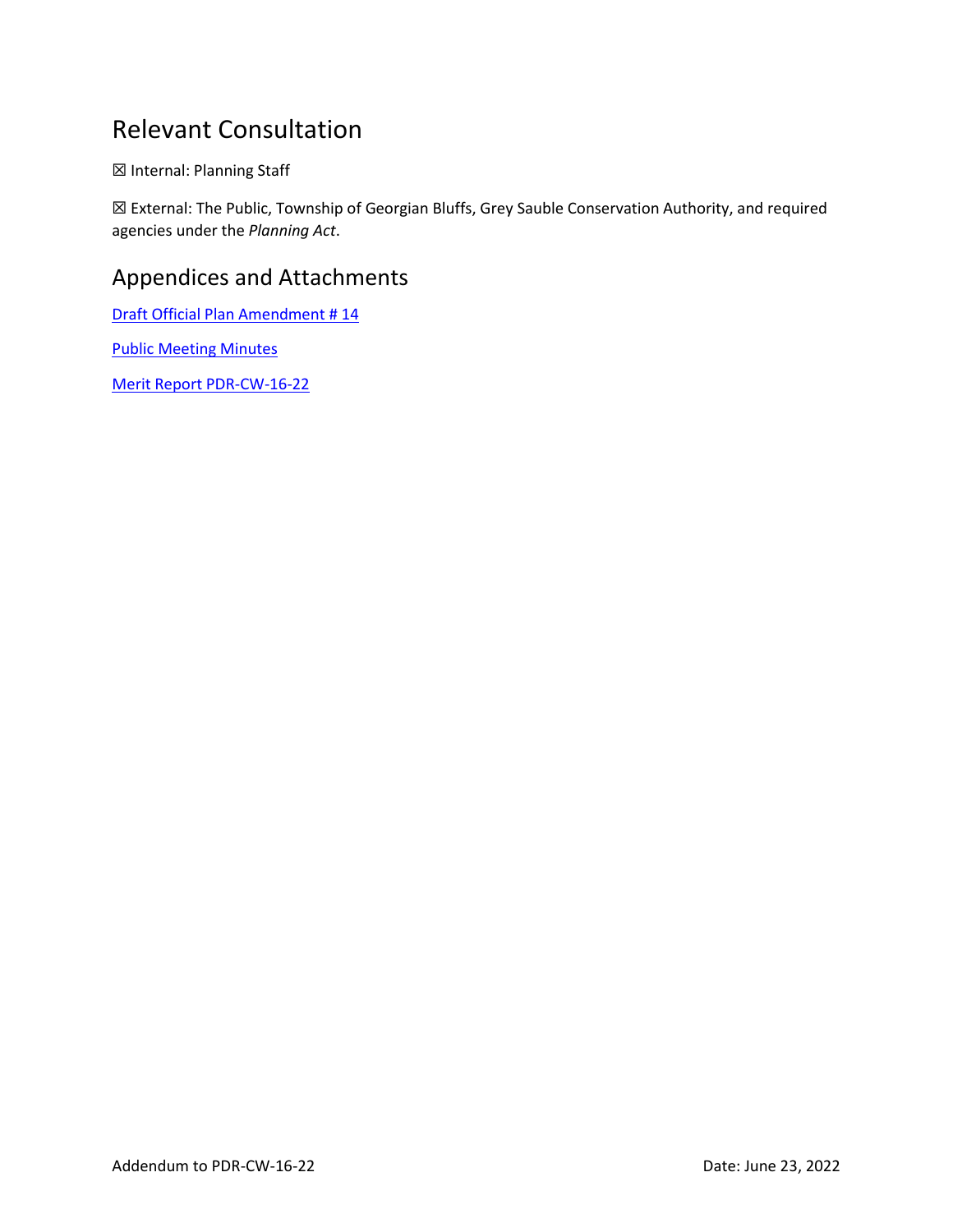## Relevant Consultation

☒ Internal: Planning Staff

☒ External: The Public, Township of Georgian Bluffs, Grey Sauble Conservation Authority, and required agencies under the *Planning Act*.

## Appendices and Attachments

Draft Official Plan Amendment # 14

Public Meeting Minutes

Merit Report PDR-CW-16-22